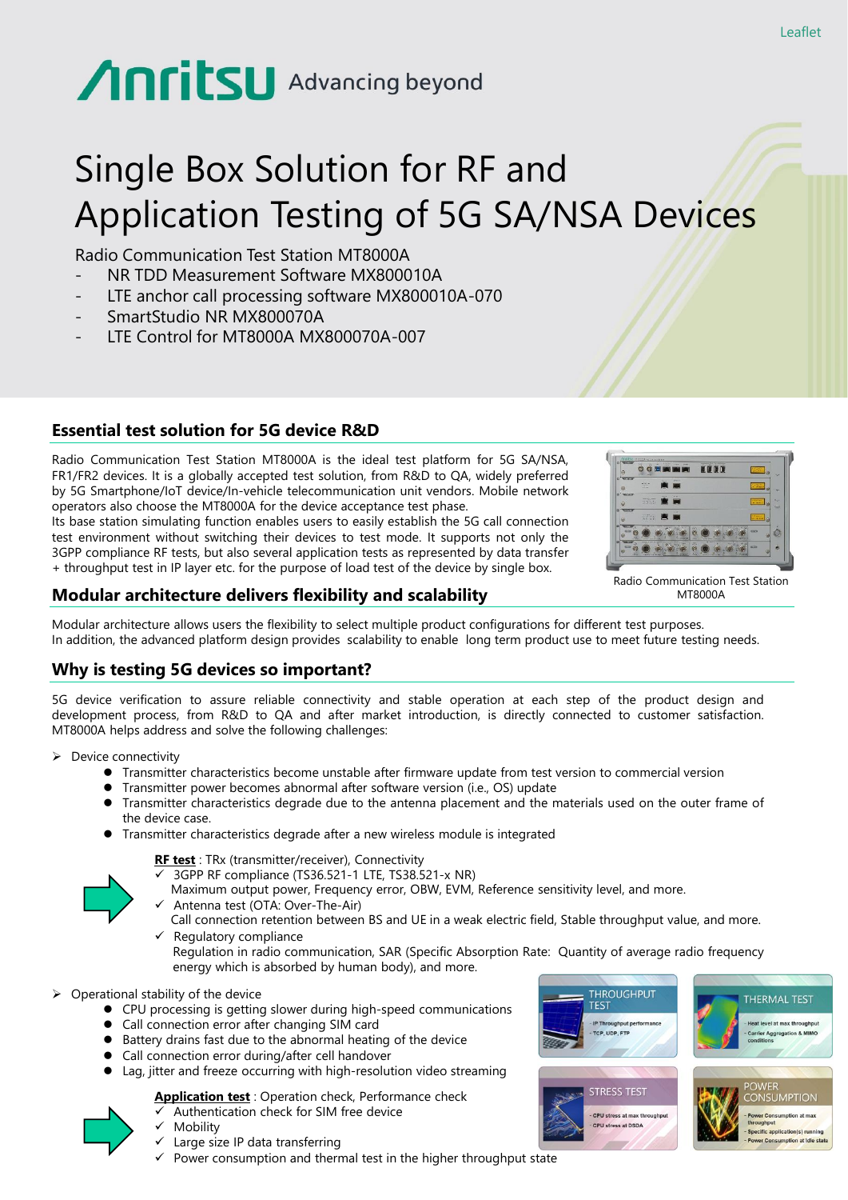Leaflet

Anritsu Advancing beyond

# Single Box Solution for RF and Application Testing of 5G SA/NSA Devices

Radio Communication Test Station MT8000A

- NR TDD Measurement Software MX800010A
- LTE anchor call processing software MX800010A-070
- SmartStudio NR MX800070A
- LTE Control for MT8000A MX800070A-007

## Essential test solution for 5G device R&D

Radio Communication Test Station MT8000A is the ideal test platform for 5G SA/NSA, FR1/FR2 devices. It is a globally accepted test solution, from R&D to QA, widely preferred by 5G Smartphone/IoT device/In-vehicle telecommunication unit vendors. Mobile network operators also choose the MT8000A for the device acceptance test phase.
Its base station simulating function enables users to easily establish the 5G call connection test environment without switching their devices to test mode. It supports not only the 3GPP compliance RF tests, but also several application tests as represented by data transfer + throughput test in IP layer etc. for the purpose of load test of the device by single box.

Radio Communication Test Station MT8000A

## Modular architecture delivers flexibility and scalability

Modular architecture allows users the flexibility to select multiple product configurations for different test purposes.
In addition, the advanced platform design provides scalability to enable long term product use to meet future testing needs.

## Why is testing 5G devices so important?

5G device verification to assure reliable connectivity and stable operation at each step of the product design and development process, from R&D to QA and after market introduction, is directly connected to customer satisfaction. MT8000A helps address and solve the following challenges:

- Device connectivity
  - Transmitter characteristics become unstable after firmware update from test version to commercial version
  - Transmitter power becomes abnormal after software version (i.e., OS) update
  - Transmitter characteristics degrade due to the antenna placement and the materials used on the outer frame of the device case.
  - Transmitter characteristics degrade after a new wireless module is integrated

**RF test** : TRx (transmitter/receiver), Connectivity

- ✓ 3GPP RF compliance (TS36.521-1 LTE, TS38.521-x NR)
  Maximum output power, Frequency error, OBW, EVM, Reference sensitivity level, and more.
- ✓ Antenna test (OTA: Over-The-Air)
  Call connection retention between BS and UE in a weak electric field, Stable throughput value, and more.
- ✓ Regulatory compliance
  Regulation in radio communication, SAR (Specific Absorption Rate: Quantity of average radio frequency energy which is absorbed by human body), and more.

- Operational stability of the device
  - CPU processing is getting slower during high-speed communications
  - Call connection error after changing SIM card
  - Battery drains fast due to the abnormal heating of the device
  - Call connection error during/after cell handover
  - Lag, jitter and freeze occurring with high-resolution video streaming

**Application test** : Operation check, Performance check

- ✓ Authentication check for SIM free device
- ✓ Mobility
- ✓ Large size IP data transferring
- ✓ Power consumption and thermal test in the higher throughput state

THROUGHPUT TEST
- IP Throughput performance
- TCP, UDP, FTP

THERMAL TEST
- Heat level at max throughput
- Carrier Aggregation & MIMO conditions

STRESS TEST
- CPU stress at max throughput
- CPU stress at DSDA

POWER CONSUMPTION
- Power Consumption at max throughput
- Specific application(s) running
- Power Consumption at idle state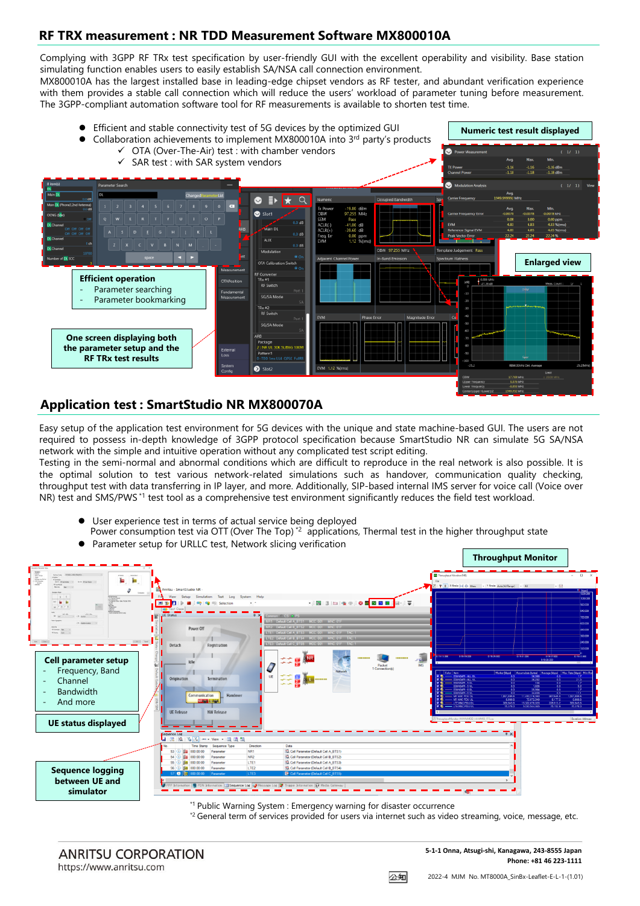## RF TRX measurement : NR TDD Measurement Software MX800010A

Complying with 3GPP RF TRx test specification by user-friendly GUI with the excellent operability and visibility. Base station simulating function enables users to easily establish SA/NSA call connection environment.
MX800010A has the largest installed base in leading-edge chipset vendors as RF tester, and abundant verification experience with them provides a stable call connection which will reduce the users' workload of parameter tuning before measurement. The 3GPP-compliant automation software tool for RF measurements is available to shorten test time.

- Efficient and stable connectivity test of 5G devices by the optimized GUI
- Collaboration achievements to implement MX800010A into 3rd party's products
  - ✓ OTA (Over-The-Air) test : with chamber vendors
  - ✓ SAR test : with SAR system vendors

**Numeric test result displayed**

**Enlarged view**

**Efficient operation**
- Parameter searching
- Parameter bookmarking

**One screen displaying both the parameter setup and the RF TRx test results**

## Application test : SmartStudio NR MX800070A

Easy setup of the application test environment for 5G devices with the unique and state machine-based GUI. The users are not required to possess in-depth knowledge of 3GPP protocol specification because SmartStudio NR can simulate 5G SA/NSA network with the simple and intuitive operation without any complicated test script editing.
Testing in the semi-normal and abnormal conditions which are difficult to reproduce in the real network is also possible. It is the optimal solution to test various network-related simulations such as handover, communication quality checking, throughput test with data transferring in IP layer, and more. Additionally, SIP-based internal IMS server for voice call (Voice over NR) test and SMS/PWS [*1] test tool as a comprehensive test environment significantly reduces the field test workload.

- User experience test in terms of actual service being deployed
  Power consumption test via OTT (Over The Top) [*2] applications, Thermal test in the higher throughput state
- Parameter setup for URLLC test, Network slicing verification

**Throughput Monitor**

**Cell parameter setup**
- Frequency, Band
- Channel
- Bandwidth
- And more

**UE status displayed**

**Sequence logging between UE and simulator**

[*1] Public Warning System : Emergency warning for disaster occurrence
[*2] General term of services provided for users via internet such as video streaming, voice, message, etc.

ANRITSU CORPORATION
https://www.anritsu.com

5-1-1 Onna, Atsugi-shi, Kanagawa, 243-8555 Japan
Phone: +81 46 223-1111

公知

2022-4 MJM No. MT8000A_SinBx-Leaflet-E-L-1-(1.01)